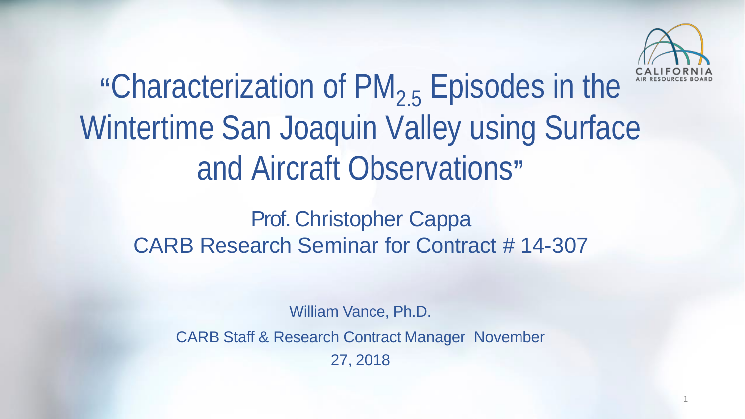# "Characterization of $PM_{2.5}$ Episodes in the Wintertime San Joaquin Valley using Surface and Aircraft Observations"

Prof. Christopher Cappa

CARB Research Seminar for Contract # 14-307

William Vance, Ph.D.

CARB Staff & Research Contract Manager November 27, 2018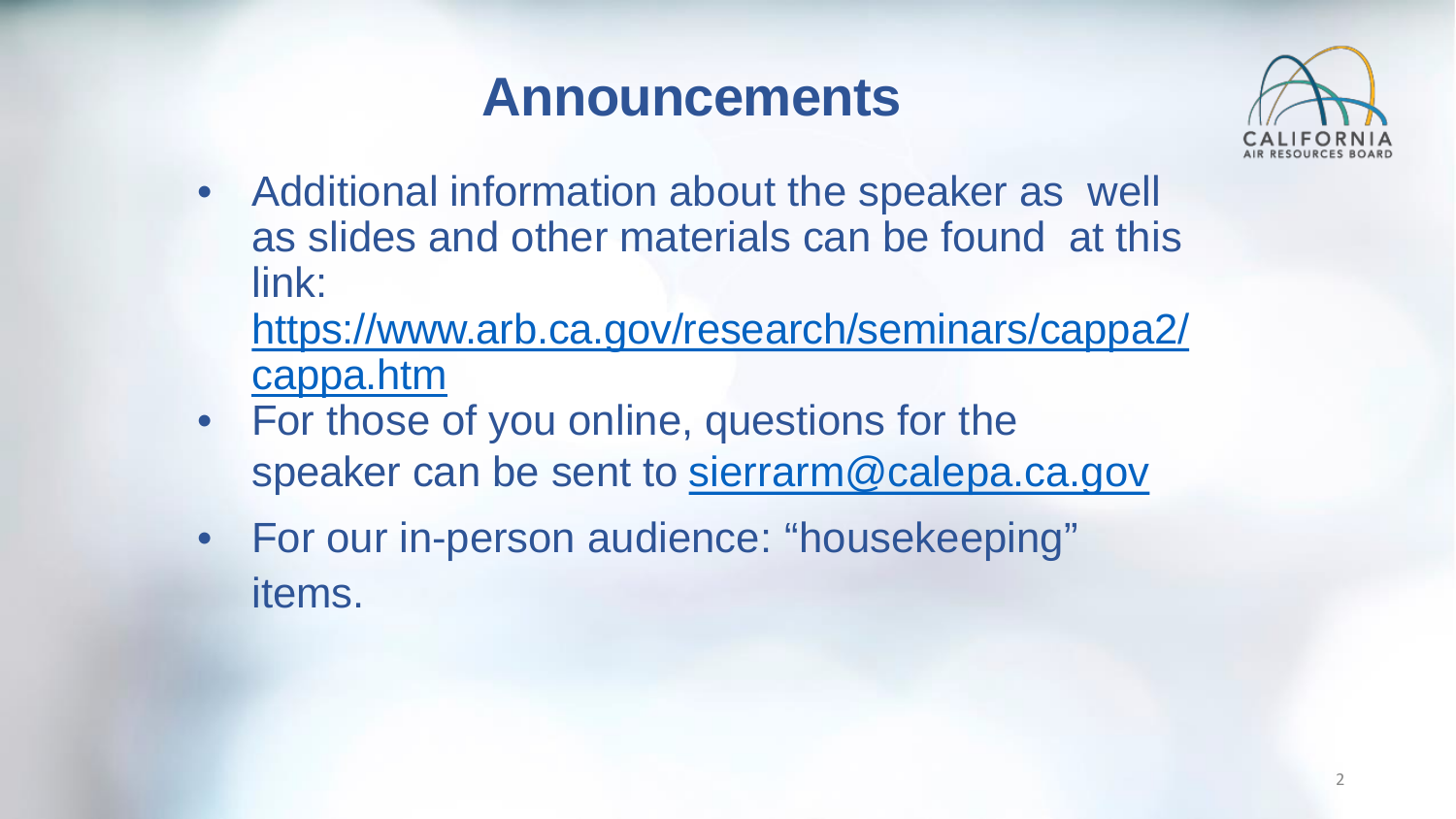# Announcements

- Additional information about the speaker as well as slides and other materials can be found at this link: https://www.arb.ca.gov/research/seminars/cappa2/cappa.htm
- For those of you online, questions for the speaker can be sent to sierrarm@calepa.ca.gov
- For our in-person audience: "housekeeping" items.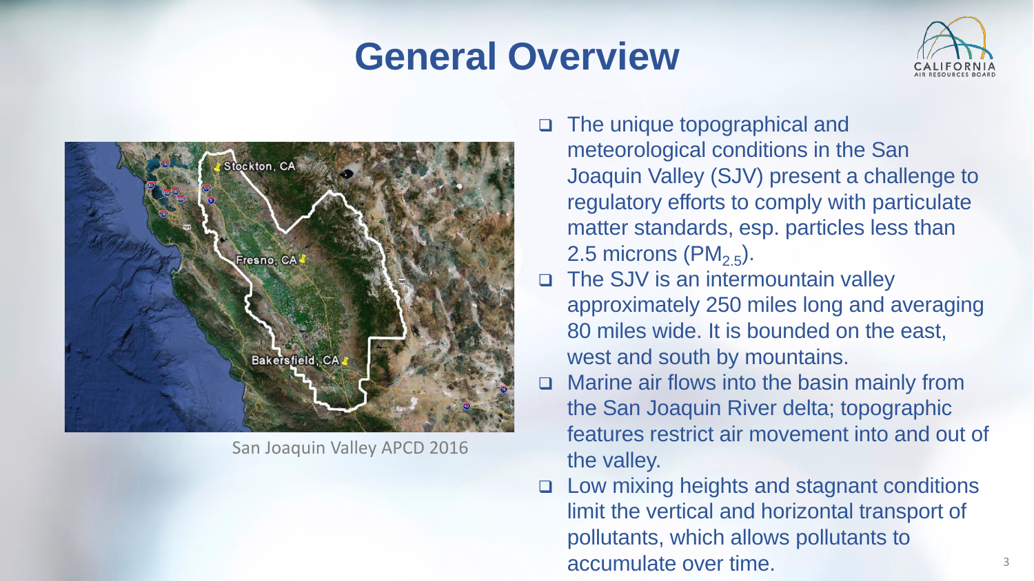# General Overview

San Joaquin Valley APCD 2016

- The unique topographical and meteorological conditions in the San Joaquin Valley (SJV) present a challenge to regulatory efforts to comply with particulate matter standards, esp. particles less than 2.5 microns ($PM_{2.5}$).
- The SJV is an intermountain valley approximately 250 miles long and averaging 80 miles wide. It is bounded on the east, west and south by mountains.
- Marine air flows into the basin mainly from the San Joaquin River delta; topographic features restrict air movement into and out of the valley.
- Low mixing heights and stagnant conditions limit the vertical and horizontal transport of pollutants, which allows pollutants to accumulate over time.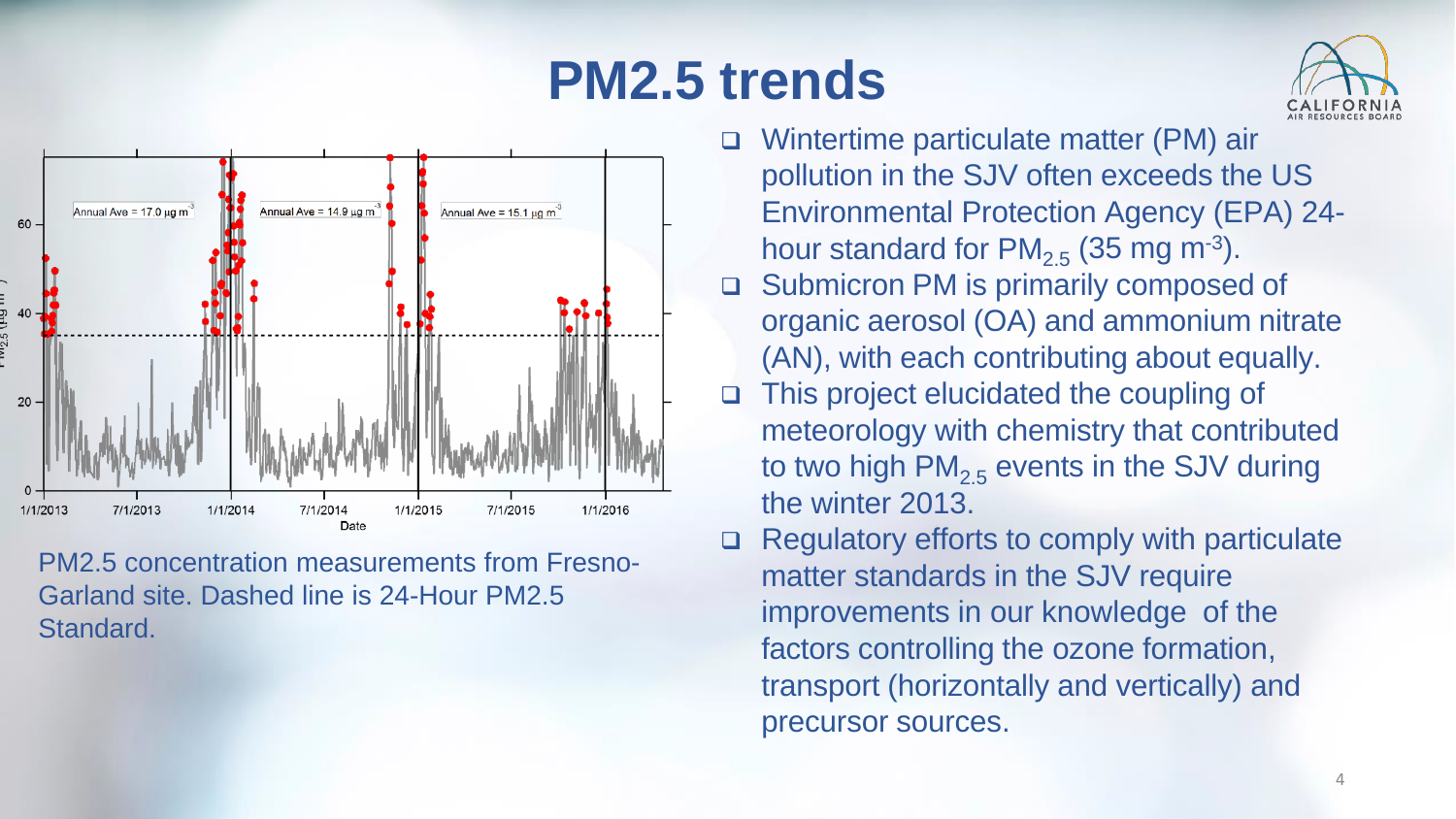# PM2.5 trends

PM2.5 concentration measurements from Fresno-Garland site. Dashed line is 24-Hour PM2.5 Standard.

- Wintertime particulate matter (PM) air pollution in the SJV often exceeds the US Environmental Protection Agency (EPA) 24-hour standard for $PM_{2.5}$ (35 mg $m^{-3}$).
- Submicron PM is primarily composed of organic aerosol (OA) and ammonium nitrate (AN), with each contributing about equally.
- This project elucidated the coupling of meteorology with chemistry that contributed to two high $PM_{2.5}$ events in the SJV during the winter 2013.
- Regulatory efforts to comply with particulate matter standards in the SJV require improvements in our knowledge of the factors controlling the ozone formation, transport (horizontally and vertically) and precursor sources.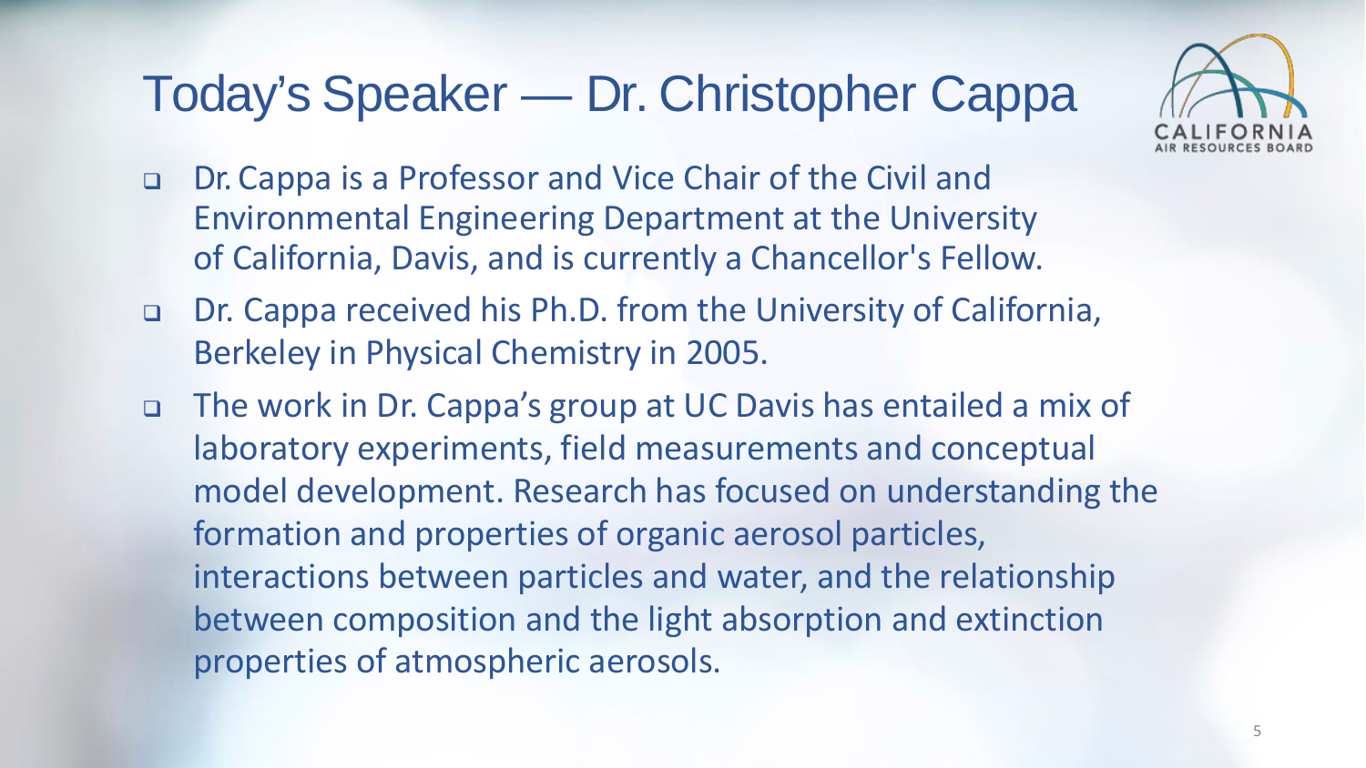# Today's Speaker — Dr. Christopher Cappa

- Dr. Cappa is a Professor and Vice Chair of the Civil and Environmental Engineering Department at the University of California, Davis, and is currently a Chancellor's Fellow.
- Dr. Cappa received his Ph.D. from the University of California, Berkeley in Physical Chemistry in 2005.
- The work in Dr. Cappa's group at UC Davis has entailed a mix of laboratory experiments, field measurements and conceptual model development. Research has focused on understanding the formation and properties of organic aerosol particles, interactions between particles and water, and the relationship between composition and the light absorption and extinction properties of atmospheric aerosols.